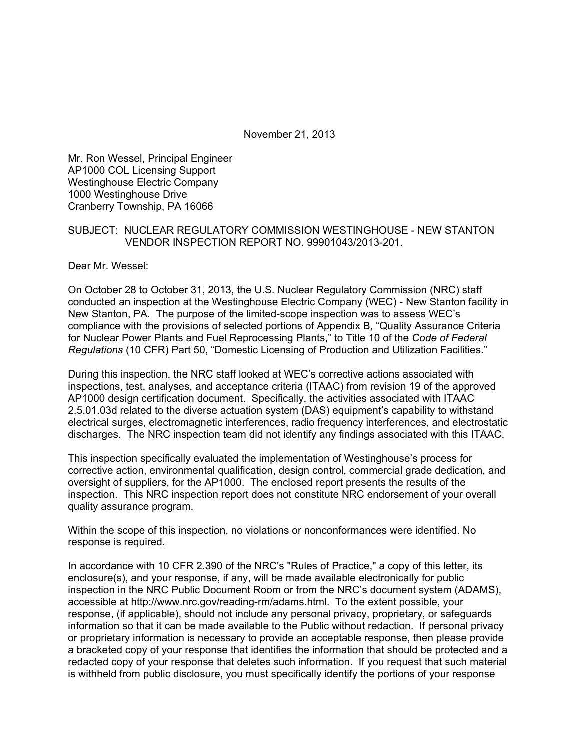November 21, 2013

Mr. Ron Wessel, Principal Engineer
AP1000 COL Licensing Support
Westinghouse Electric Company
1000 Westinghouse Drive
Cranberry Township, PA 16066

SUBJECT: NUCLEAR REGULATORY COMMISSION WESTINGHOUSE - NEW STANTON VENDOR INSPECTION REPORT NO. 99901043/2013-201.

Dear Mr. Wessel:

On October 28 to October 31, 2013, the U.S. Nuclear Regulatory Commission (NRC) staff conducted an inspection at the Westinghouse Electric Company (WEC) - New Stanton facility in New Stanton, PA. The purpose of the limited-scope inspection was to assess WEC's compliance with the provisions of selected portions of Appendix B, "Quality Assurance Criteria for Nuclear Power Plants and Fuel Reprocessing Plants," to Title 10 of the *Code of Federal Regulations* (10 CFR) Part 50, "Domestic Licensing of Production and Utilization Facilities."

During this inspection, the NRC staff looked at WEC's corrective actions associated with inspections, test, analyses, and acceptance criteria (ITAAC) from revision 19 of the approved AP1000 design certification document. Specifically, the activities associated with ITAAC 2.5.01.03d related to the diverse actuation system (DAS) equipment's capability to withstand electrical surges, electromagnetic interferences, radio frequency interferences, and electrostatic discharges. The NRC inspection team did not identify any findings associated with this ITAAC.

This inspection specifically evaluated the implementation of Westinghouse's process for corrective action, environmental qualification, design control, commercial grade dedication, and oversight of suppliers, for the AP1000. The enclosed report presents the results of the inspection. This NRC inspection report does not constitute NRC endorsement of your overall quality assurance program.

Within the scope of this inspection, no violations or nonconformances were identified. No response is required.

In accordance with 10 CFR 2.390 of the NRC's "Rules of Practice," a copy of this letter, its enclosure(s), and your response, if any, will be made available electronically for public inspection in the NRC Public Document Room or from the NRC's document system (ADAMS), accessible at http://www.nrc.gov/reading-rm/adams.html. To the extent possible, your response, (if applicable), should not include any personal privacy, proprietary, or safeguards information so that it can be made available to the Public without redaction. If personal privacy or proprietary information is necessary to provide an acceptable response, then please provide a bracketed copy of your response that identifies the information that should be protected and a redacted copy of your response that deletes such information. If you request that such material is withheld from public disclosure, you must specifically identify the portions of your response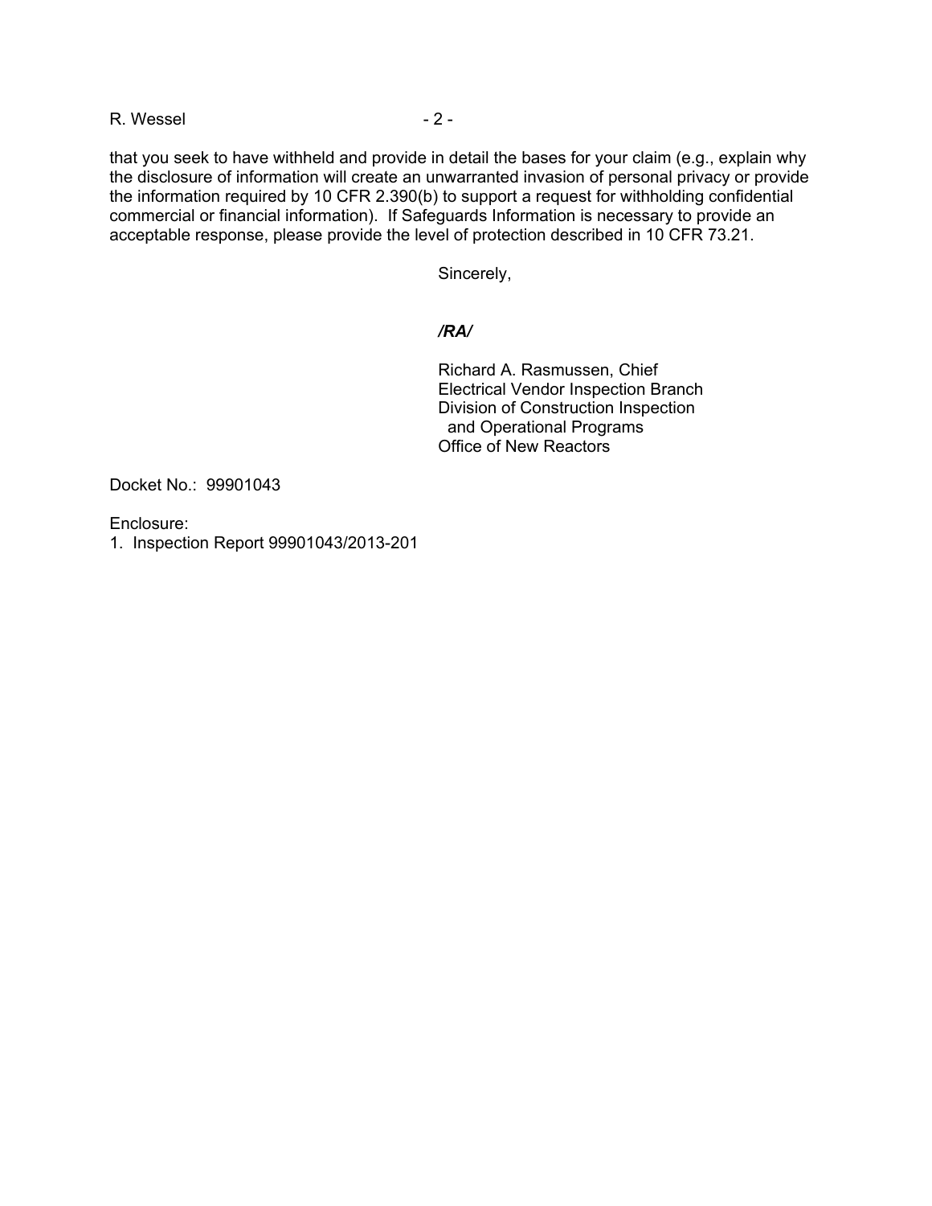that you seek to have withheld and provide in detail the bases for your claim (e.g., explain why the disclosure of information will create an unwarranted invasion of personal privacy or provide the information required by 10 CFR 2.390(b) to support a request for withholding confidential commercial or financial information). If Safeguards Information is necessary to provide an acceptable response, please provide the level of protection described in 10 CFR 73.21.

Sincerely,

***/RA/***

Richard A. Rasmussen, Chief
Electrical Vendor Inspection Branch
Division of Construction Inspection
and Operational Programs
Office of New Reactors

Docket No.: 99901043

Enclosure:
1. Inspection Report 99901043/2013-201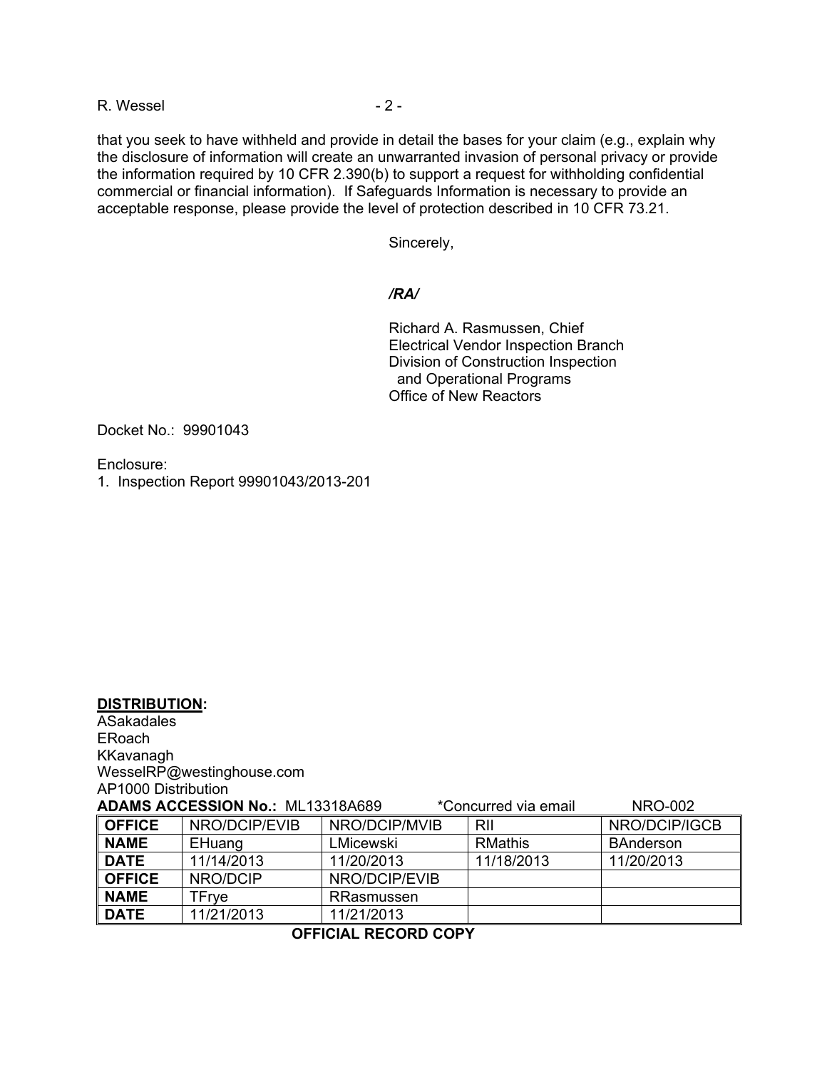that you seek to have withheld and provide in detail the bases for your claim (e.g., explain why the disclosure of information will create an unwarranted invasion of personal privacy or provide the information required by 10 CFR 2.390(b) to support a request for withholding confidential commercial or financial information). If Safeguards Information is necessary to provide an acceptable response, please provide the level of protection described in 10 CFR 73.21.

Sincerely,

*/RA/*

Richard A. Rasmussen, Chief
Electrical Vendor Inspection Branch
Division of Construction Inspection
and Operational Programs
Office of New Reactors

Docket No.: 99901043

Enclosure:
1. Inspection Report 99901043/2013-201

**DISTRIBUTION:**
ASakadales
ERoach
KKavanagh
WesselRP@westinghouse.com
AP1000 Distribution

**ADAMS ACCESSION No.:** ML13318A689 *Concurred via email NRO-002

| **OFFICE** | NRO/DCIP/EVIB | NRO/DCIP/MVIB | RII | NRO/DCIP/IGCB |
|---|---|---|---|---|
| **NAME** | EHuang | LMicewski | RMathis | BAnderson |
| **DATE** | 11/14/2013 | 11/20/2013 | 11/18/2013 | 11/20/2013 |
| **OFFICE** | NRO/DCIP | NRO/DCIP/EVIB | | |
| **NAME** | TFrye | RRasmussen | | |
| **DATE** | 11/21/2013 | 11/21/2013 | | |

**OFFICIAL RECORD COPY**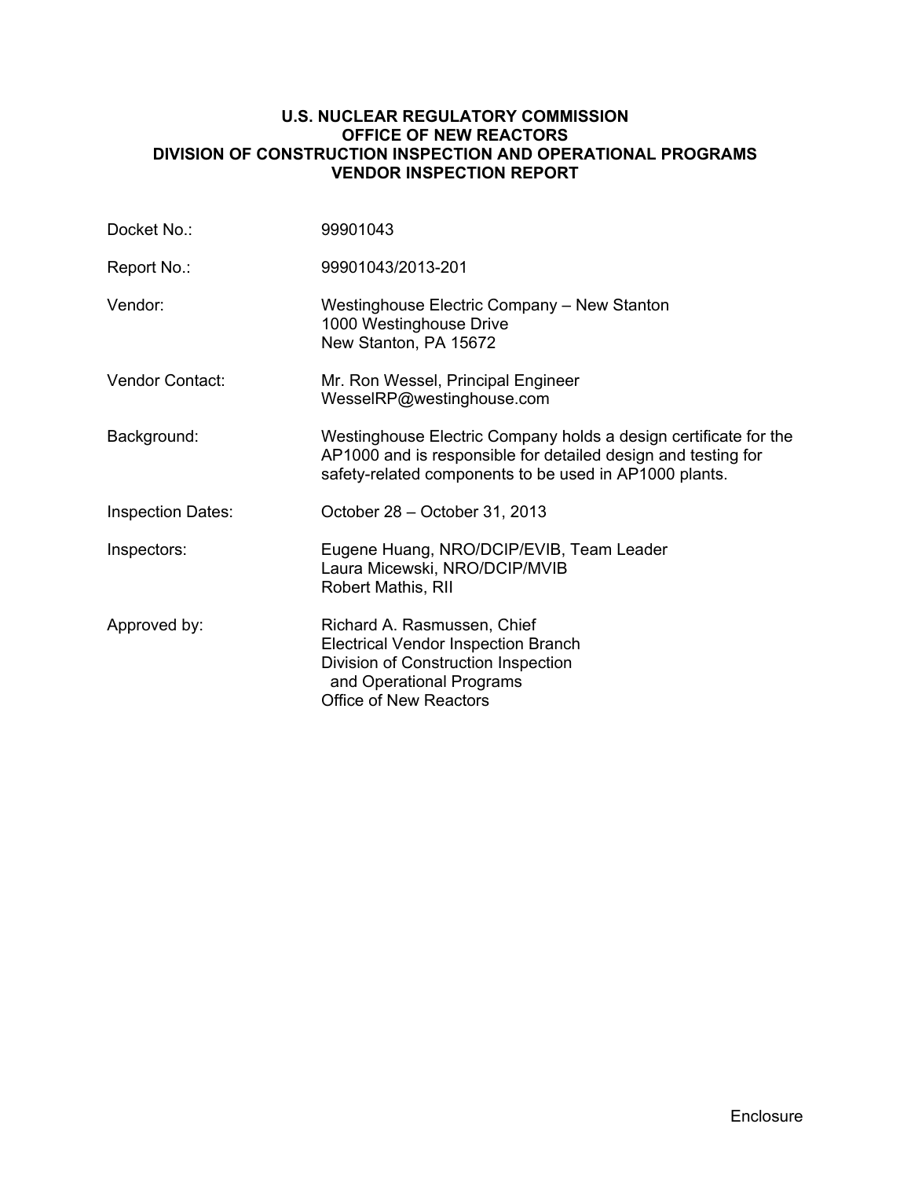**U.S. NUCLEAR REGULATORY COMMISSION**
**OFFICE OF NEW REACTORS**
**DIVISION OF CONSTRUCTION INSPECTION AND OPERATIONAL PROGRAMS**
**VENDOR INSPECTION REPORT**

| | |
|---|---|
| Docket No.: | 99901043 |
| Report No.: | 99901043/2013-201 |
| Vendor: | Westinghouse Electric Company – New Stanton<br>1000 Westinghouse Drive<br>New Stanton, PA 15672 |
| Vendor Contact: | Mr. Ron Wessel, Principal Engineer<br>WesselRP@westinghouse.com |
| Background: | Westinghouse Electric Company holds a design certificate for the AP1000 and is responsible for detailed design and testing for safety-related components to be used in AP1000 plants. |
| Inspection Dates: | October 28 – October 31, 2013 |
| Inspectors: | Eugene Huang, NRO/DCIP/EVIB, Team Leader<br>Laura Micewski, NRO/DCIP/MVIB<br>Robert Mathis, RII |
| Approved by: | Richard A. Rasmussen, Chief<br>Electrical Vendor Inspection Branch<br>Division of Construction Inspection and Operational Programs<br>Office of New Reactors |

Enclosure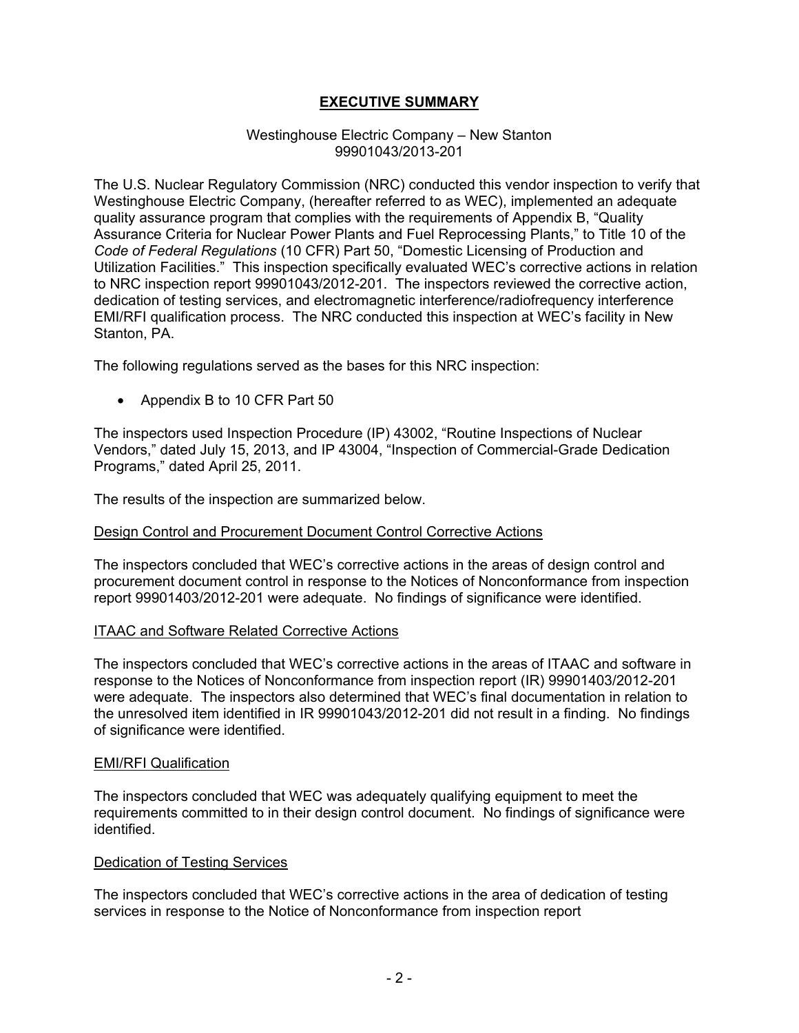# EXECUTIVE SUMMARY

Westinghouse Electric Company – New Stanton
99901043/2013-201

The U.S. Nuclear Regulatory Commission (NRC) conducted this vendor inspection to verify that Westinghouse Electric Company, (hereafter referred to as WEC), implemented an adequate quality assurance program that complies with the requirements of Appendix B, "Quality Assurance Criteria for Nuclear Power Plants and Fuel Reprocessing Plants," to Title 10 of the *Code of Federal Regulations* (10 CFR) Part 50, "Domestic Licensing of Production and Utilization Facilities." This inspection specifically evaluated WEC's corrective actions in relation to NRC inspection report 99901043/2012-201. The inspectors reviewed the corrective action, dedication of testing services, and electromagnetic interference/radiofrequency interference EMI/RFI qualification process. The NRC conducted this inspection at WEC's facility in New Stanton, PA.

The following regulations served as the bases for this NRC inspection:

- Appendix B to 10 CFR Part 50

The inspectors used Inspection Procedure (IP) 43002, "Routine Inspections of Nuclear Vendors," dated July 15, 2013, and IP 43004, "Inspection of Commercial-Grade Dedication Programs," dated April 25, 2011.

The results of the inspection are summarized below.

## Design Control and Procurement Document Control Corrective Actions

The inspectors concluded that WEC's corrective actions in the areas of design control and procurement document control in response to the Notices of Nonconformance from inspection report 99901403/2012-201 were adequate. No findings of significance were identified.

## ITAAC and Software Related Corrective Actions

The inspectors concluded that WEC's corrective actions in the areas of ITAAC and software in response to the Notices of Nonconformance from inspection report (IR) 99901403/2012-201 were adequate. The inspectors also determined that WEC's final documentation in relation to the unresolved item identified in IR 99901043/2012-201 did not result in a finding. No findings of significance were identified.

## EMI/RFI Qualification

The inspectors concluded that WEC was adequately qualifying equipment to meet the requirements committed to in their design control document. No findings of significance were identified.

## Dedication of Testing Services

The inspectors concluded that WEC's corrective actions in the area of dedication of testing services in response to the Notice of Nonconformance from inspection report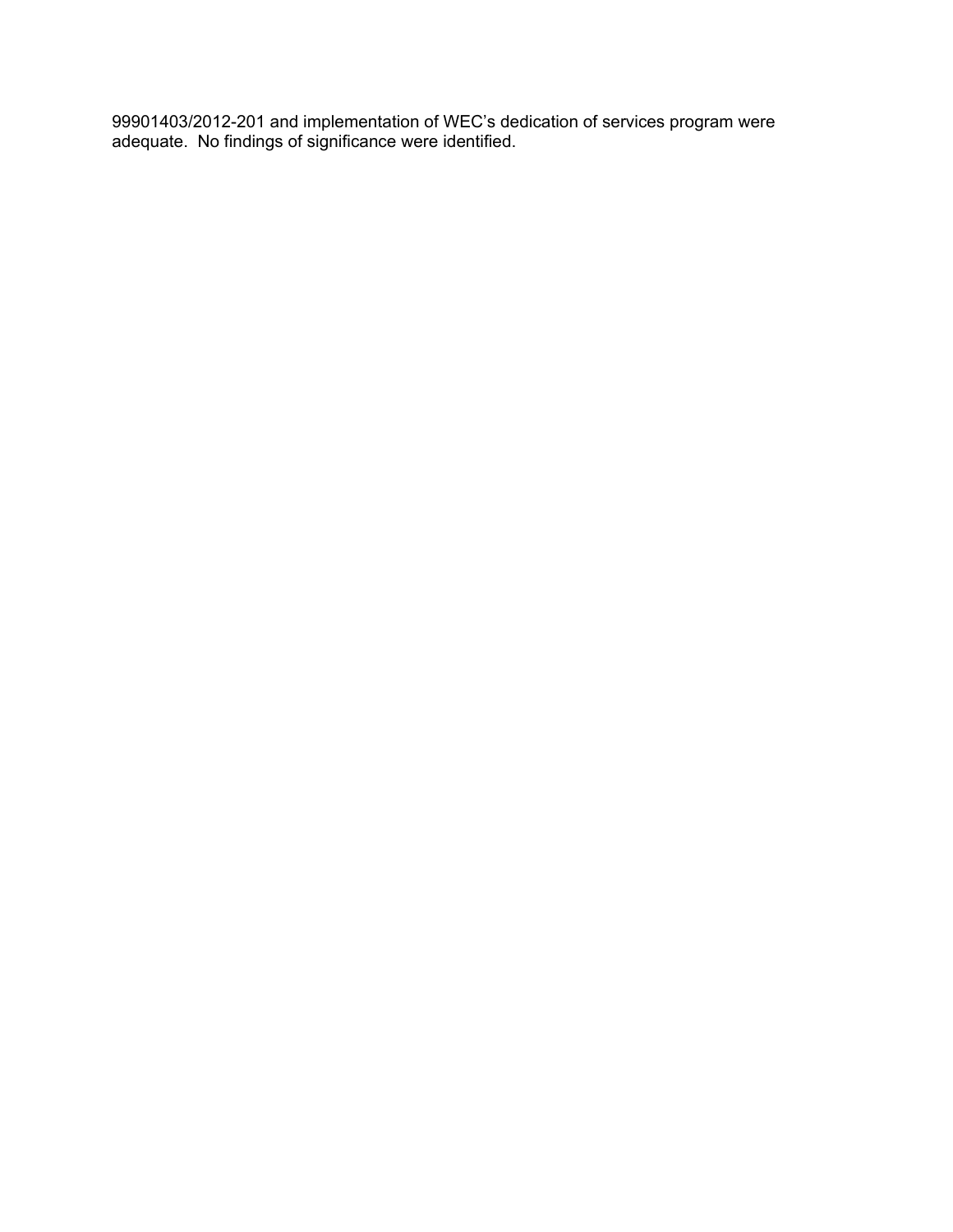99901403/2012-201 and implementation of WEC's dedication of services program were adequate. No findings of significance were identified.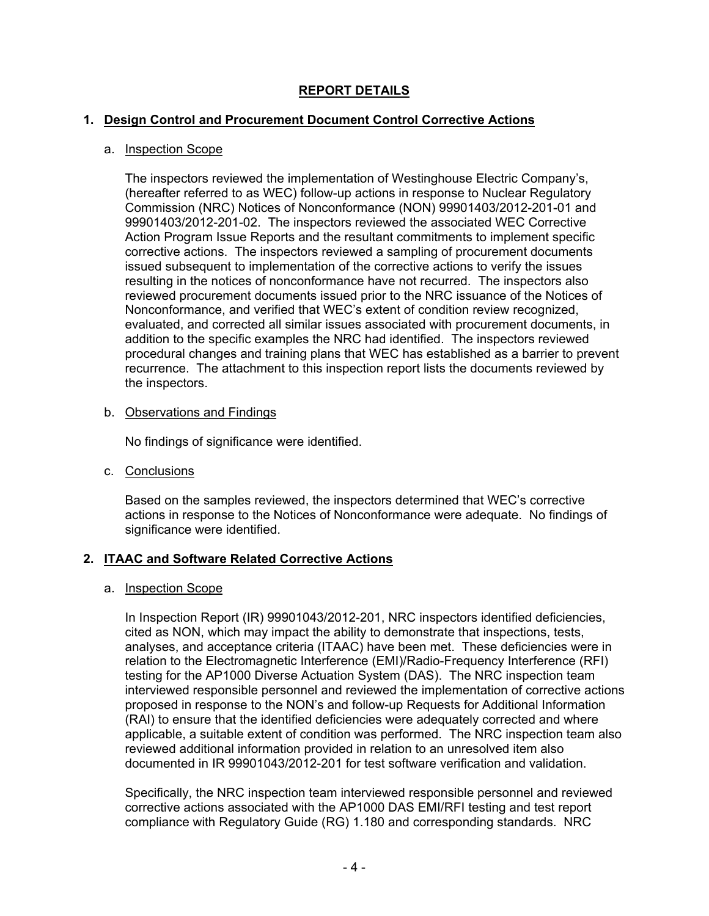# REPORT DETAILS

## 1. Design Control and Procurement Document Control Corrective Actions

### a. Inspection Scope

The inspectors reviewed the implementation of Westinghouse Electric Company's, (hereafter referred to as WEC) follow-up actions in response to Nuclear Regulatory Commission (NRC) Notices of Nonconformance (NON) 99901403/2012-201-01 and 99901403/2012-201-02. The inspectors reviewed the associated WEC Corrective Action Program Issue Reports and the resultant commitments to implement specific corrective actions. The inspectors reviewed a sampling of procurement documents issued subsequent to implementation of the corrective actions to verify the issues resulting in the notices of nonconformance have not recurred. The inspectors also reviewed procurement documents issued prior to the NRC issuance of the Notices of Nonconformance, and verified that WEC's extent of condition review recognized, evaluated, and corrected all similar issues associated with procurement documents, in addition to the specific examples the NRC had identified. The inspectors reviewed procedural changes and training plans that WEC has established as a barrier to prevent recurrence. The attachment to this inspection report lists the documents reviewed by the inspectors.

### b. Observations and Findings

No findings of significance were identified.

### c. Conclusions

Based on the samples reviewed, the inspectors determined that WEC's corrective actions in response to the Notices of Nonconformance were adequate. No findings of significance were identified.

## 2. ITAAC and Software Related Corrective Actions

### a. Inspection Scope

In Inspection Report (IR) 99901043/2012-201, NRC inspectors identified deficiencies, cited as NON, which may impact the ability to demonstrate that inspections, tests, analyses, and acceptance criteria (ITAAC) have been met. These deficiencies were in relation to the Electromagnetic Interference (EMI)/Radio-Frequency Interference (RFI) testing for the AP1000 Diverse Actuation System (DAS). The NRC inspection team interviewed responsible personnel and reviewed the implementation of corrective actions proposed in response to the NON's and follow-up Requests for Additional Information (RAI) to ensure that the identified deficiencies were adequately corrected and where applicable, a suitable extent of condition was performed. The NRC inspection team also reviewed additional information provided in relation to an unresolved item also documented in IR 99901043/2012-201 for test software verification and validation.

Specifically, the NRC inspection team interviewed responsible personnel and reviewed corrective actions associated with the AP1000 DAS EMI/RFI testing and test report compliance with Regulatory Guide (RG) 1.180 and corresponding standards. NRC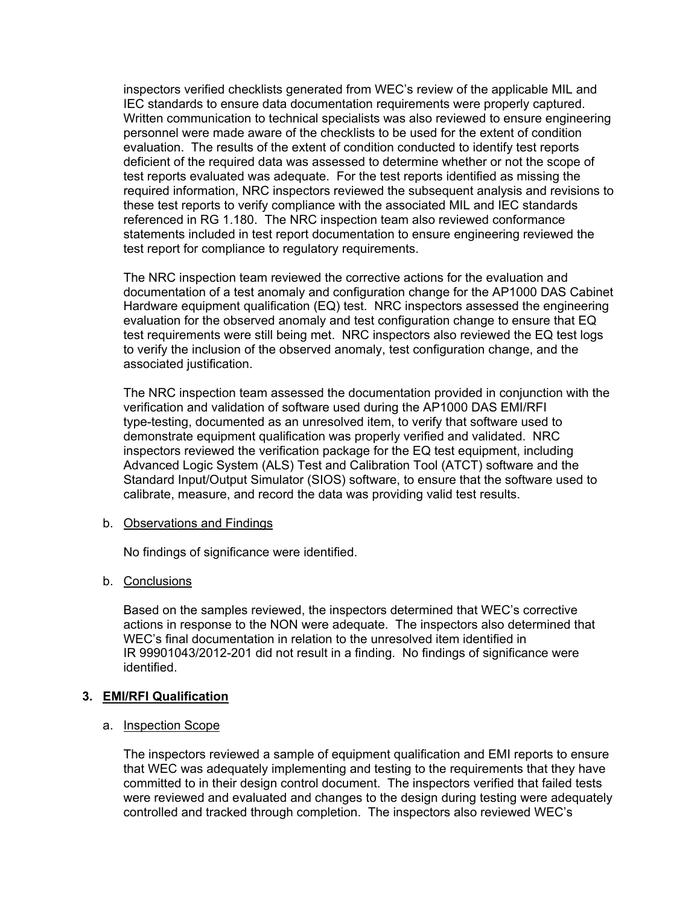inspectors verified checklists generated from WEC's review of the applicable MIL and IEC standards to ensure data documentation requirements were properly captured. Written communication to technical specialists was also reviewed to ensure engineering personnel were made aware of the checklists to be used for the extent of condition evaluation. The results of the extent of condition conducted to identify test reports deficient of the required data was assessed to determine whether or not the scope of test reports evaluated was adequate. For the test reports identified as missing the required information, NRC inspectors reviewed the subsequent analysis and revisions to these test reports to verify compliance with the associated MIL and IEC standards referenced in RG 1.180. The NRC inspection team also reviewed conformance statements included in test report documentation to ensure engineering reviewed the test report for compliance to regulatory requirements.

The NRC inspection team reviewed the corrective actions for the evaluation and documentation of a test anomaly and configuration change for the AP1000 DAS Cabinet Hardware equipment qualification (EQ) test. NRC inspectors assessed the engineering evaluation for the observed anomaly and test configuration change to ensure that EQ test requirements were still being met. NRC inspectors also reviewed the EQ test logs to verify the inclusion of the observed anomaly, test configuration change, and the associated justification.

The NRC inspection team assessed the documentation provided in conjunction with the verification and validation of software used during the AP1000 DAS EMI/RFI type-testing, documented as an unresolved item, to verify that software used to demonstrate equipment qualification was properly verified and validated. NRC inspectors reviewed the verification package for the EQ test equipment, including Advanced Logic System (ALS) Test and Calibration Tool (ATCT) software and the Standard Input/Output Simulator (SIOS) software, to ensure that the software used to calibrate, measure, and record the data was providing valid test results.

b. Observations and Findings

No findings of significance were identified.

b. Conclusions

Based on the samples reviewed, the inspectors determined that WEC's corrective actions in response to the NON were adequate. The inspectors also determined that WEC's final documentation in relation to the unresolved item identified in IR 99901043/2012-201 did not result in a finding. No findings of significance were identified.

## 3. EMI/RFI Qualification

a. Inspection Scope

The inspectors reviewed a sample of equipment qualification and EMI reports to ensure that WEC was adequately implementing and testing to the requirements that they have committed to in their design control document. The inspectors verified that failed tests were reviewed and evaluated and changes to the design during testing were adequately controlled and tracked through completion. The inspectors also reviewed WEC's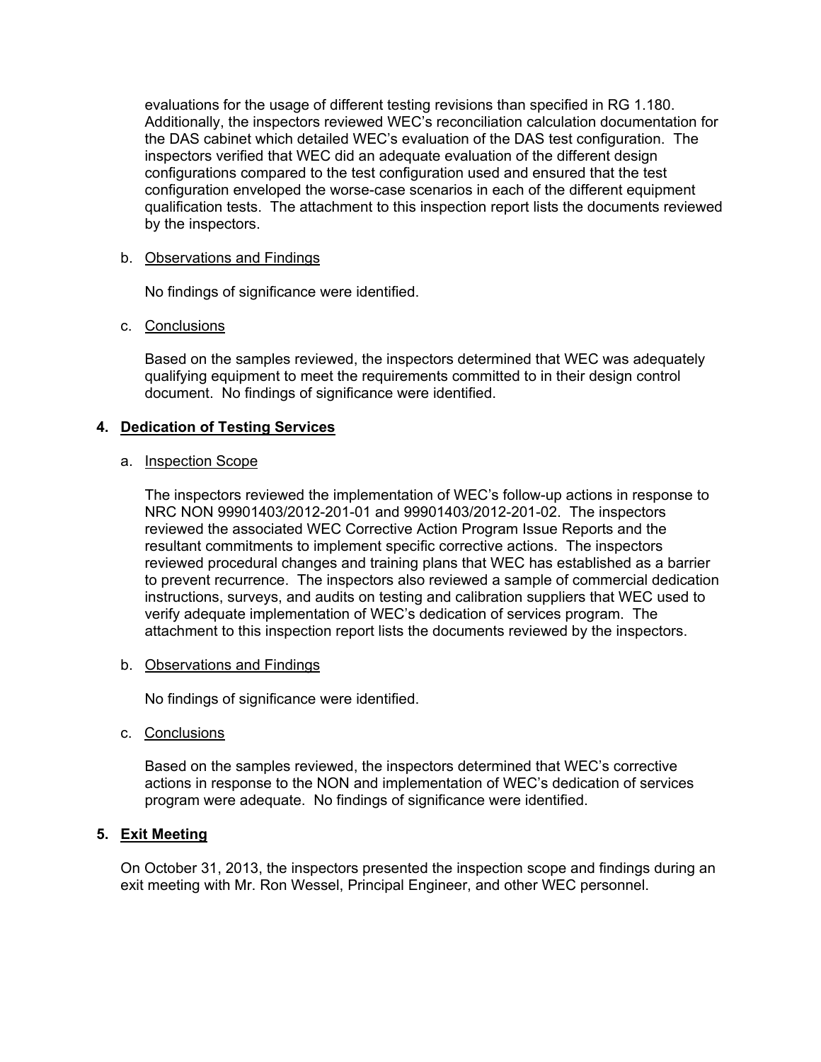evaluations for the usage of different testing revisions than specified in RG 1.180. Additionally, the inspectors reviewed WEC's reconciliation calculation documentation for the DAS cabinet which detailed WEC's evaluation of the DAS test configuration. The inspectors verified that WEC did an adequate evaluation of the different design configurations compared to the test configuration used and ensured that the test configuration enveloped the worse-case scenarios in each of the different equipment qualification tests. The attachment to this inspection report lists the documents reviewed by the inspectors.

b. Observations and Findings

No findings of significance were identified.

c. Conclusions

Based on the samples reviewed, the inspectors determined that WEC was adequately qualifying equipment to meet the requirements committed to in their design control document. No findings of significance were identified.

## 4. Dedication of Testing Services

a. Inspection Scope

The inspectors reviewed the implementation of WEC's follow-up actions in response to NRC NON 99901403/2012-201-01 and 99901403/2012-201-02. The inspectors reviewed the associated WEC Corrective Action Program Issue Reports and the resultant commitments to implement specific corrective actions. The inspectors reviewed procedural changes and training plans that WEC has established as a barrier to prevent recurrence. The inspectors also reviewed a sample of commercial dedication instructions, surveys, and audits on testing and calibration suppliers that WEC used to verify adequate implementation of WEC's dedication of services program. The attachment to this inspection report lists the documents reviewed by the inspectors.

b. Observations and Findings

No findings of significance were identified.

c. Conclusions

Based on the samples reviewed, the inspectors determined that WEC's corrective actions in response to the NON and implementation of WEC's dedication of services program were adequate. No findings of significance were identified.

## 5. Exit Meeting

On October 31, 2013, the inspectors presented the inspection scope and findings during an exit meeting with Mr. Ron Wessel, Principal Engineer, and other WEC personnel.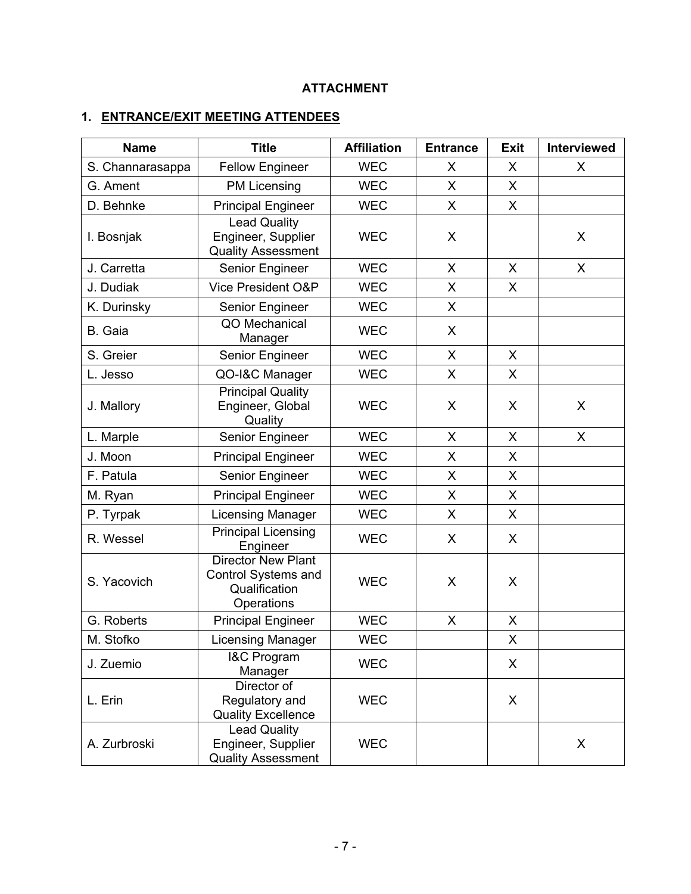**ATTACHMENT**

## 1. ENTRANCE/EXIT MEETING ATTENDEES

| Name | Title | Affiliation | Entrance | Exit | Interviewed |
|---|---|---|---|---|---|
| S. Channarasappa | Fellow Engineer | WEC | X | X | X |
| G. Ament | PM Licensing | WEC | X | X | |
| D. Behnke | Principal Engineer | WEC | X | X | |
| I. Bosnjak | Lead Quality Engineer, Supplier Quality Assessment | WEC | X | | X |
| J. Carretta | Senior Engineer | WEC | X | X | X |
| J. Dudiak | Vice President O&P | WEC | X | X | |
| K. Durinsky | Senior Engineer | WEC | X | | |
| B. Gaia | QO Mechanical Manager | WEC | X | | |
| S. Greier | Senior Engineer | WEC | X | X | |
| L. Jesso | QO-I&C Manager | WEC | X | X | |
| J. Mallory | Principal Quality Engineer, Global Quality | WEC | X | X | X |
| L. Marple | Senior Engineer | WEC | X | X | X |
| J. Moon | Principal Engineer | WEC | X | X | |
| F. Patula | Senior Engineer | WEC | X | X | |
| M. Ryan | Principal Engineer | WEC | X | X | |
| P. Tyrpak | Licensing Manager | WEC | X | X | |
| R. Wessel | Principal Licensing Engineer | WEC | X | X | |
| S. Yacovich | Director New Plant Control Systems and Qualification Operations | WEC | X | X | |
| G. Roberts | Principal Engineer | WEC | X | X | |
| M. Stofko | Licensing Manager | WEC | | X | |
| J. Zuemio | I&C Program Manager | WEC | | X | |
| L. Erin | Director of Regulatory and Quality Excellence | WEC | | X | |
| A. Zurbroski | Lead Quality Engineer, Supplier Quality Assessment | WEC | | | X |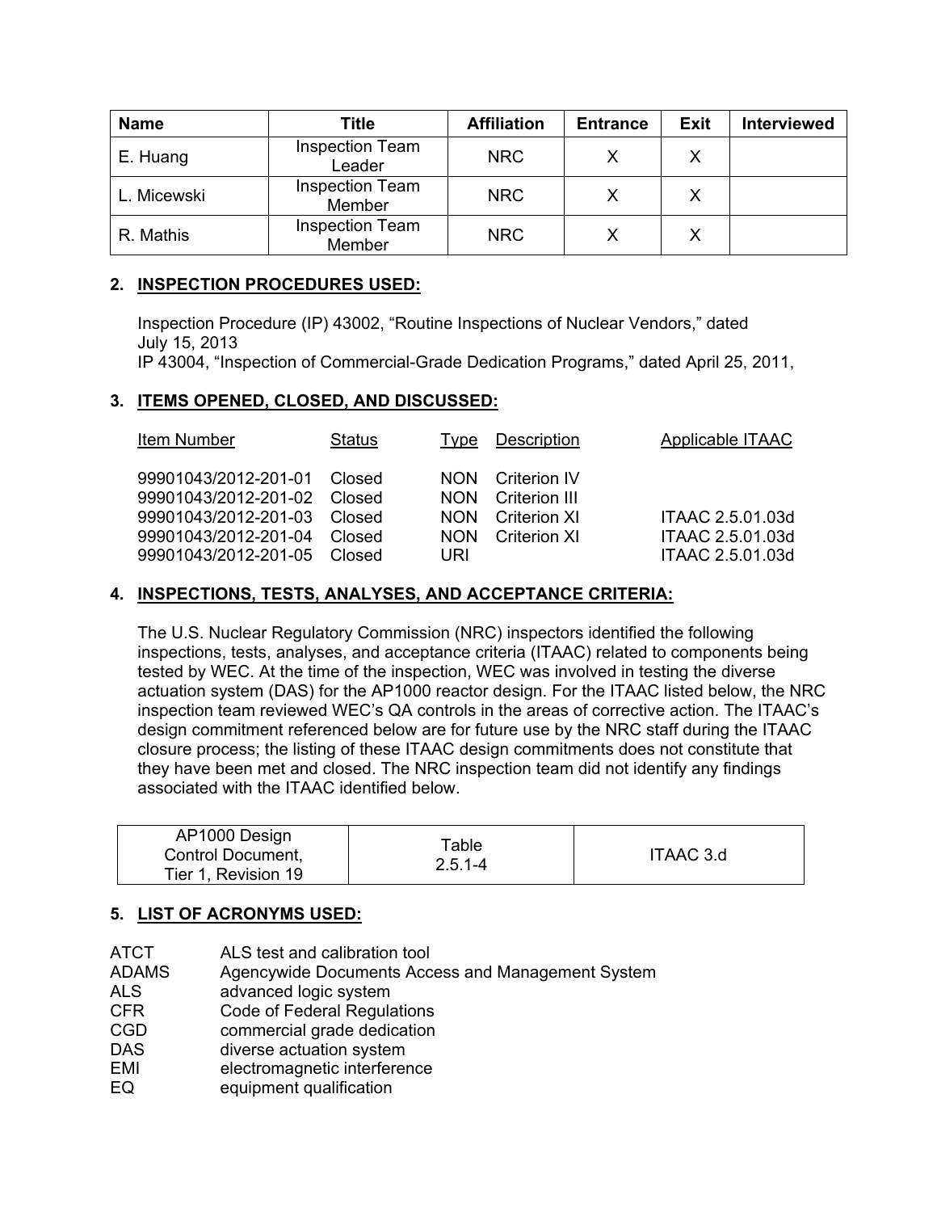| Name | Title | Affiliation | Entrance | Exit | Interviewed |
|---|---|---|---|---|---|
| E. Huang | Inspection Team Leader | NRC | X | X | |
| L. Micewski | Inspection Team Member | NRC | X | X | |
| R. Mathis | Inspection Team Member | NRC | X | X | |

## 2. INSPECTION PROCEDURES USED:

Inspection Procedure (IP) 43002, "Routine Inspections of Nuclear Vendors," dated July 15, 2013

IP 43004, "Inspection of Commercial-Grade Dedication Programs," dated April 25, 2011,

## 3. ITEMS OPENED, CLOSED, AND DISCUSSED:

| Item Number | Status | Type | Description | Applicable ITAAC |
|---|---|---|---|---|
| 99901043/2012-201-01 | Closed | NON | Criterion IV | |
| 99901043/2012-201-02 | Closed | NON | Criterion III | |
| 99901043/2012-201-03 | Closed | NON | Criterion XI | ITAAC 2.5.01.03d |
| 99901043/2012-201-04 | Closed | NON | Criterion XI | ITAAC 2.5.01.03d |
| 99901043/2012-201-05 | Closed | URI | | ITAAC 2.5.01.03d |

## 4. INSPECTIONS, TESTS, ANALYSES, AND ACCEPTANCE CRITERIA:

The U.S. Nuclear Regulatory Commission (NRC) inspectors identified the following inspections, tests, analyses, and acceptance criteria (ITAAC) related to components being tested by WEC. At the time of the inspection, WEC was involved in testing the diverse actuation system (DAS) for the AP1000 reactor design. For the ITAAC listed below, the NRC inspection team reviewed WEC's QA controls in the areas of corrective action. The ITAAC's design commitment referenced below are for future use by the NRC staff during the ITAAC closure process; the listing of these ITAAC design commitments does not constitute that they have been met and closed. The NRC inspection team did not identify any findings associated with the ITAAC identified below.

| AP1000 Design Control Document, Tier 1, Revision 19 | Table 2.5.1-4 | ITAAC 3.d |
|---|---|---|

## 5. LIST OF ACRONYMS USED:

| | |
|---|---|
| ATCT | ALS test and calibration tool |
| ADAMS | Agencywide Documents Access and Management System |
| ALS | advanced logic system |
| CFR | Code of Federal Regulations |
| CGD | commercial grade dedication |
| DAS | diverse actuation system |
| EMI | electromagnetic interference |
| EQ | equipment qualification |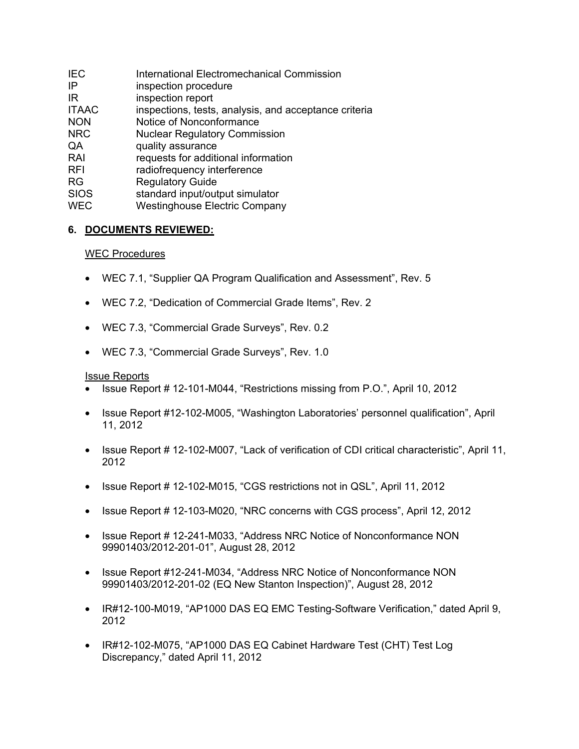| | |
|---|---|
| IEC | International Electromechanical Commission |
| IP | inspection procedure |
| IR | inspection report |
| ITAAC | inspections, tests, analysis, and acceptance criteria |
| NON | Notice of Nonconformance |
| NRC | Nuclear Regulatory Commission |
| QA | quality assurance |
| RAI | requests for additional information |
| RFI | radiofrequency interference |
| RG | Regulatory Guide |
| SIOS | standard input/output simulator |
| WEC | Westinghouse Electric Company |

## 6. DOCUMENTS REVIEWED:

WEC Procedures

- WEC 7.1, "Supplier QA Program Qualification and Assessment", Rev. 5
- WEC 7.2, "Dedication of Commercial Grade Items", Rev. 2
- WEC 7.3, "Commercial Grade Surveys", Rev. 0.2
- WEC 7.3, "Commercial Grade Surveys", Rev. 1.0

Issue Reports

- Issue Report # 12-101-M044, "Restrictions missing from P.O.", April 10, 2012
- Issue Report #12-102-M005, "Washington Laboratories' personnel qualification", April 11, 2012
- Issue Report # 12-102-M007, "Lack of verification of CDI critical characteristic", April 11, 2012
- Issue Report # 12-102-M015, "CGS restrictions not in QSL", April 11, 2012
- Issue Report # 12-103-M020, "NRC concerns with CGS process", April 12, 2012
- Issue Report # 12-241-M033, "Address NRC Notice of Nonconformance NON 99901403/2012-201-01", August 28, 2012
- Issue Report #12-241-M034, "Address NRC Notice of Nonconformance NON 99901403/2012-201-02 (EQ New Stanton Inspection)", August 28, 2012
- IR#12-100-M019, "AP1000 DAS EQ EMC Testing-Software Verification," dated April 9, 2012
- IR#12-102-M075, "AP1000 DAS EQ Cabinet Hardware Test (CHT) Test Log Discrepancy," dated April 11, 2012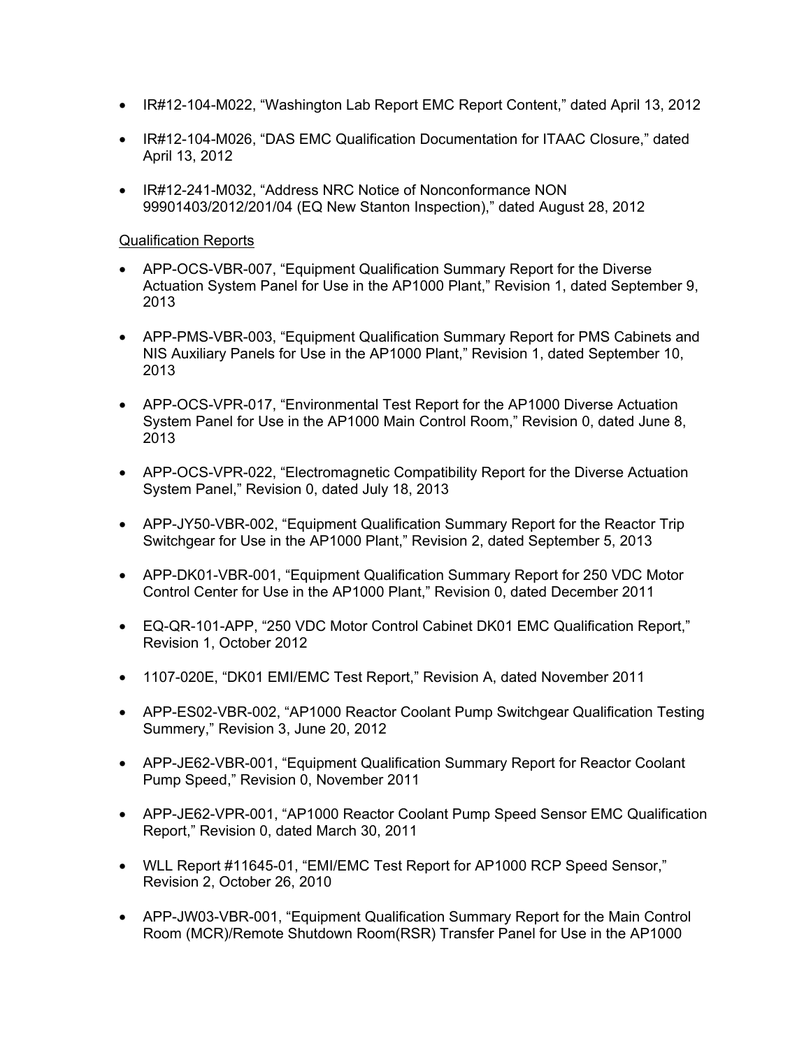- IR#12-104-M022, "Washington Lab Report EMC Report Content," dated April 13, 2012

- IR#12-104-M026, "DAS EMC Qualification Documentation for ITAAC Closure," dated April 13, 2012

- IR#12-241-M032, "Address NRC Notice of Nonconformance NON 99901403/2012/201/04 (EQ New Stanton Inspection)," dated August 28, 2012

Qualification Reports

- APP-OCS-VBR-007, "Equipment Qualification Summary Report for the Diverse Actuation System Panel for Use in the AP1000 Plant," Revision 1, dated September 9, 2013

- APP-PMS-VBR-003, "Equipment Qualification Summary Report for PMS Cabinets and NIS Auxiliary Panels for Use in the AP1000 Plant," Revision 1, dated September 10, 2013

- APP-OCS-VPR-017, "Environmental Test Report for the AP1000 Diverse Actuation System Panel for Use in the AP1000 Main Control Room," Revision 0, dated June 8, 2013

- APP-OCS-VPR-022, "Electromagnetic Compatibility Report for the Diverse Actuation System Panel," Revision 0, dated July 18, 2013

- APP-JY50-VBR-002, "Equipment Qualification Summary Report for the Reactor Trip Switchgear for Use in the AP1000 Plant," Revision 2, dated September 5, 2013

- APP-DK01-VBR-001, "Equipment Qualification Summary Report for 250 VDC Motor Control Center for Use in the AP1000 Plant," Revision 0, dated December 2011

- EQ-QR-101-APP, "250 VDC Motor Control Cabinet DK01 EMC Qualification Report," Revision 1, October 2012

- 1107-020E, "DK01 EMI/EMC Test Report," Revision A, dated November 2011

- APP-ES02-VBR-002, "AP1000 Reactor Coolant Pump Switchgear Qualification Testing Summery," Revision 3, June 20, 2012

- APP-JE62-VBR-001, "Equipment Qualification Summary Report for Reactor Coolant Pump Speed," Revision 0, November 2011

- APP-JE62-VPR-001, "AP1000 Reactor Coolant Pump Speed Sensor EMC Qualification Report," Revision 0, dated March 30, 2011

- WLL Report #11645-01, "EMI/EMC Test Report for AP1000 RCP Speed Sensor," Revision 2, October 26, 2010

- APP-JW03-VBR-001, "Equipment Qualification Summary Report for the Main Control Room (MCR)/Remote Shutdown Room(RSR) Transfer Panel for Use in the AP1000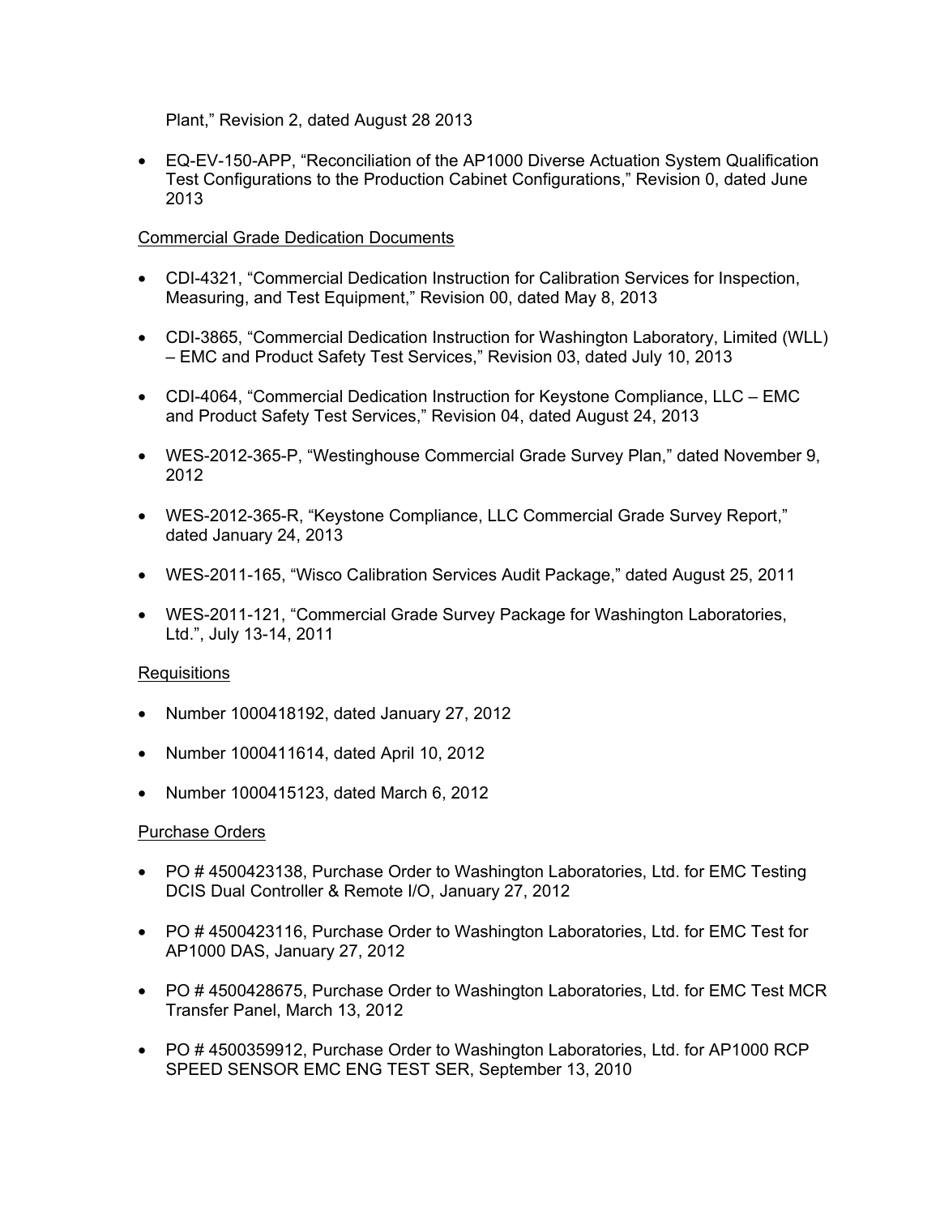Plant," Revision 2, dated August 28 2013

- EQ-EV-150-APP, "Reconciliation of the AP1000 Diverse Actuation System Qualification Test Configurations to the Production Cabinet Configurations," Revision 0, dated June 2013

Commercial Grade Dedication Documents

- CDI-4321, "Commercial Dedication Instruction for Calibration Services for Inspection, Measuring, and Test Equipment," Revision 00, dated May 8, 2013
- CDI-3865, "Commercial Dedication Instruction for Washington Laboratory, Limited (WLL) – EMC and Product Safety Test Services," Revision 03, dated July 10, 2013
- CDI-4064, "Commercial Dedication Instruction for Keystone Compliance, LLC – EMC and Product Safety Test Services," Revision 04, dated August 24, 2013
- WES-2012-365-P, "Westinghouse Commercial Grade Survey Plan," dated November 9, 2012
- WES-2012-365-R, "Keystone Compliance, LLC Commercial Grade Survey Report," dated January 24, 2013
- WES-2011-165, "Wisco Calibration Services Audit Package," dated August 25, 2011
- WES-2011-121, "Commercial Grade Survey Package for Washington Laboratories, Ltd.", July 13-14, 2011

Requisitions

- Number 1000418192, dated January 27, 2012
- Number 1000411614, dated April 10, 2012
- Number 1000415123, dated March 6, 2012

Purchase Orders

- PO # 4500423138, Purchase Order to Washington Laboratories, Ltd. for EMC Testing DCIS Dual Controller & Remote I/O, January 27, 2012
- PO # 4500423116, Purchase Order to Washington Laboratories, Ltd. for EMC Test for AP1000 DAS, January 27, 2012
- PO # 4500428675, Purchase Order to Washington Laboratories, Ltd. for EMC Test MCR Transfer Panel, March 13, 2012
- PO # 4500359912, Purchase Order to Washington Laboratories, Ltd. for AP1000 RCP SPEED SENSOR EMC ENG TEST SER, September 13, 2010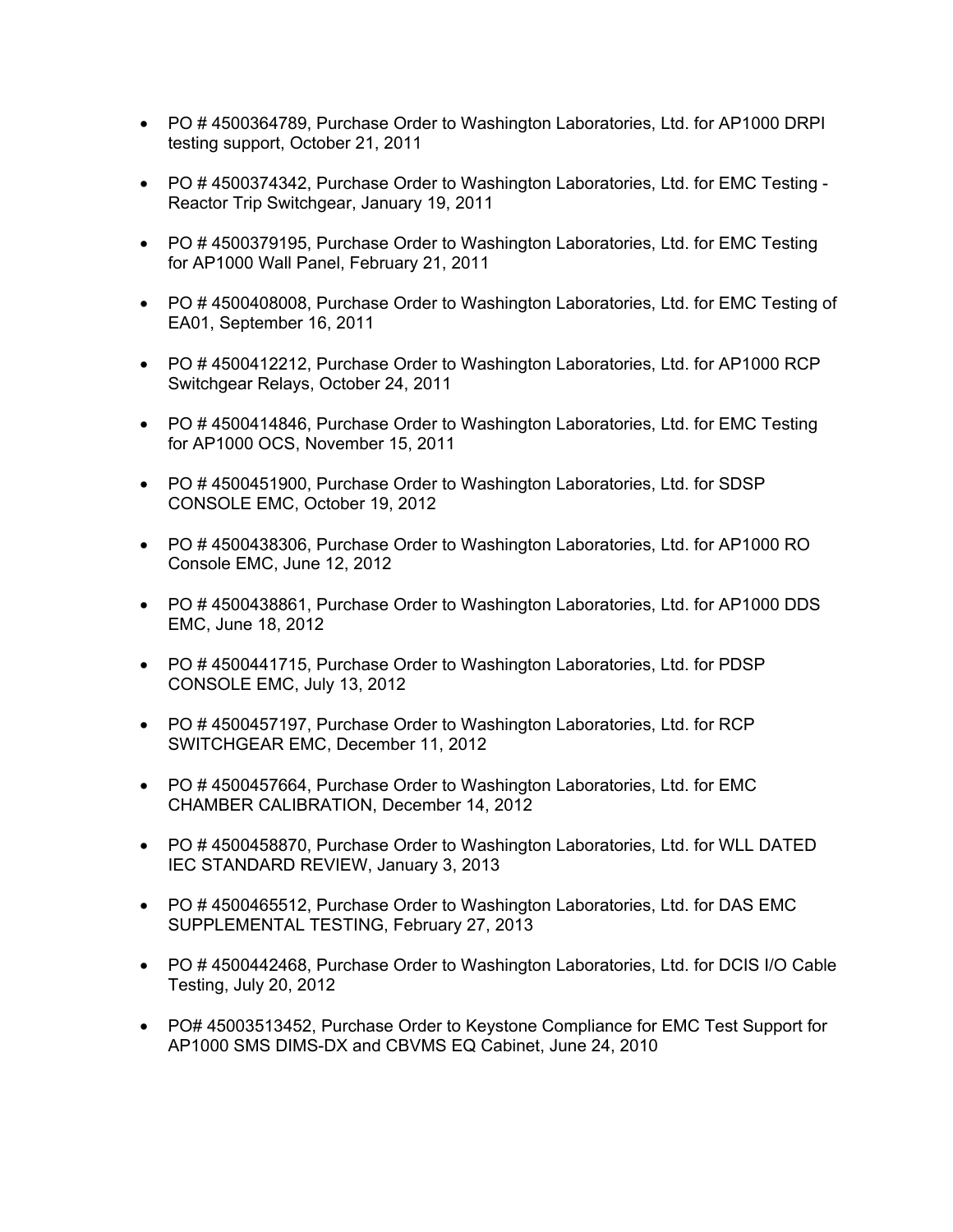- PO # 4500364789, Purchase Order to Washington Laboratories, Ltd. for AP1000 DRPI testing support, October 21, 2011

- PO # 4500374342, Purchase Order to Washington Laboratories, Ltd. for EMC Testing - Reactor Trip Switchgear, January 19, 2011

- PO # 4500379195, Purchase Order to Washington Laboratories, Ltd. for EMC Testing for AP1000 Wall Panel, February 21, 2011

- PO # 4500408008, Purchase Order to Washington Laboratories, Ltd. for EMC Testing of EA01, September 16, 2011

- PO # 4500412212, Purchase Order to Washington Laboratories, Ltd. for AP1000 RCP Switchgear Relays, October 24, 2011

- PO # 4500414846, Purchase Order to Washington Laboratories, Ltd. for EMC Testing for AP1000 OCS, November 15, 2011

- PO # 4500451900, Purchase Order to Washington Laboratories, Ltd. for SDSP CONSOLE EMC, October 19, 2012

- PO # 4500438306, Purchase Order to Washington Laboratories, Ltd. for AP1000 RO Console EMC, June 12, 2012

- PO # 4500438861, Purchase Order to Washington Laboratories, Ltd. for AP1000 DDS EMC, June 18, 2012

- PO # 4500441715, Purchase Order to Washington Laboratories, Ltd. for PDSP CONSOLE EMC, July 13, 2012

- PO # 4500457197, Purchase Order to Washington Laboratories, Ltd. for RCP SWITCHGEAR EMC, December 11, 2012

- PO # 4500457664, Purchase Order to Washington Laboratories, Ltd. for EMC CHAMBER CALIBRATION, December 14, 2012

- PO # 4500458870, Purchase Order to Washington Laboratories, Ltd. for WLL DATED IEC STANDARD REVIEW, January 3, 2013

- PO # 4500465512, Purchase Order to Washington Laboratories, Ltd. for DAS EMC SUPPLEMENTAL TESTING, February 27, 2013

- PO # 4500442468, Purchase Order to Washington Laboratories, Ltd. for DCIS I/O Cable Testing, July 20, 2012

- PO# 45003513452, Purchase Order to Keystone Compliance for EMC Test Support for AP1000 SMS DIMS-DX and CBVMS EQ Cabinet, June 24, 2010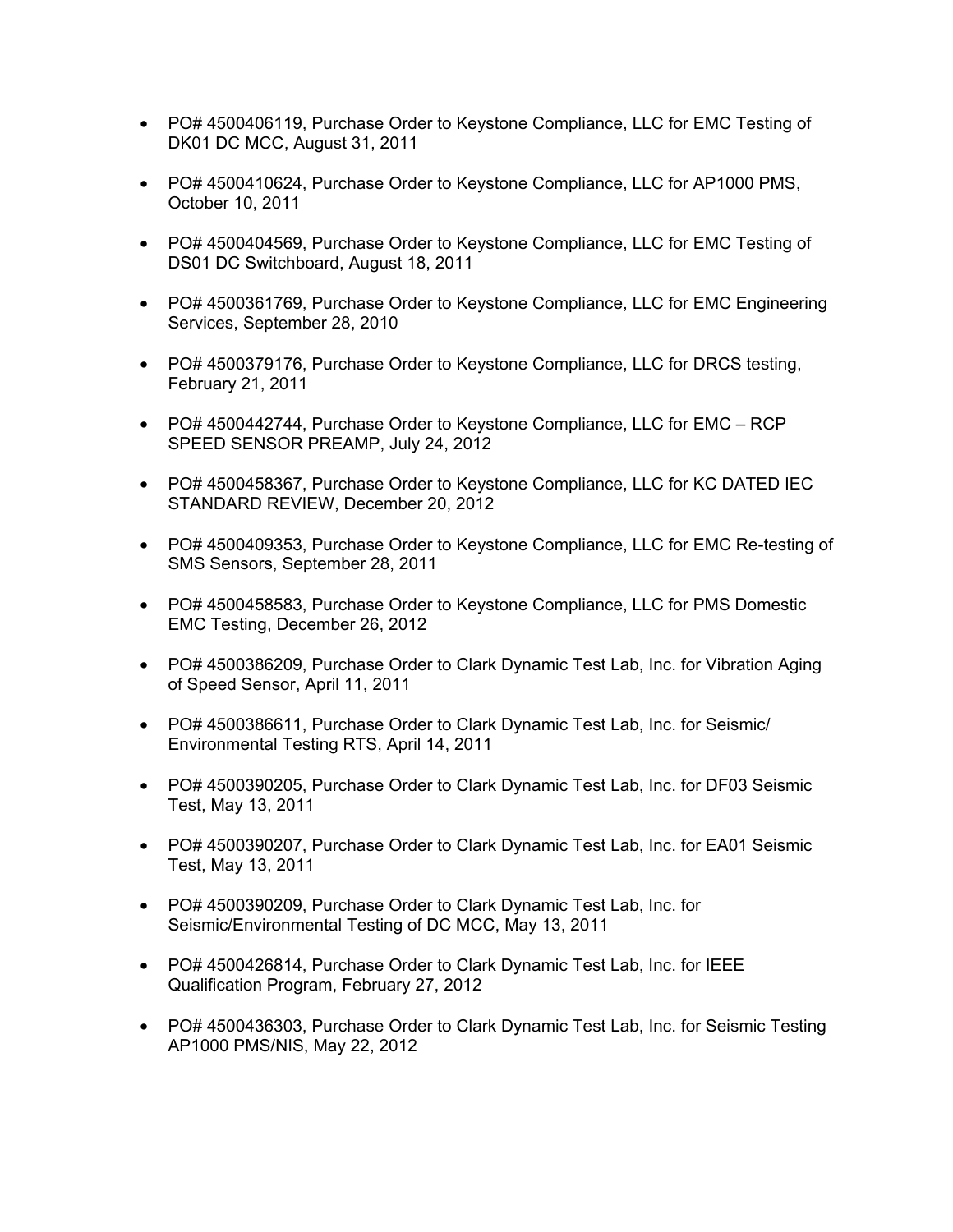- PO# 4500406119, Purchase Order to Keystone Compliance, LLC for EMC Testing of DK01 DC MCC, August 31, 2011

- PO# 4500410624, Purchase Order to Keystone Compliance, LLC for AP1000 PMS, October 10, 2011

- PO# 4500404569, Purchase Order to Keystone Compliance, LLC for EMC Testing of DS01 DC Switchboard, August 18, 2011

- PO# 4500361769, Purchase Order to Keystone Compliance, LLC for EMC Engineering Services, September 28, 2010

- PO# 4500379176, Purchase Order to Keystone Compliance, LLC for DRCS testing, February 21, 2011

- PO# 4500442744, Purchase Order to Keystone Compliance, LLC for EMC – RCP SPEED SENSOR PREAMP, July 24, 2012

- PO# 4500458367, Purchase Order to Keystone Compliance, LLC for KC DATED IEC STANDARD REVIEW, December 20, 2012

- PO# 4500409353, Purchase Order to Keystone Compliance, LLC for EMC Re-testing of SMS Sensors, September 28, 2011

- PO# 4500458583, Purchase Order to Keystone Compliance, LLC for PMS Domestic EMC Testing, December 26, 2012

- PO# 4500386209, Purchase Order to Clark Dynamic Test Lab, Inc. for Vibration Aging of Speed Sensor, April 11, 2011

- PO# 4500386611, Purchase Order to Clark Dynamic Test Lab, Inc. for Seismic/ Environmental Testing RTS, April 14, 2011

- PO# 4500390205, Purchase Order to Clark Dynamic Test Lab, Inc. for DF03 Seismic Test, May 13, 2011

- PO# 4500390207, Purchase Order to Clark Dynamic Test Lab, Inc. for EA01 Seismic Test, May 13, 2011

- PO# 4500390209, Purchase Order to Clark Dynamic Test Lab, Inc. for Seismic/Environmental Testing of DC MCC, May 13, 2011

- PO# 4500426814, Purchase Order to Clark Dynamic Test Lab, Inc. for IEEE Qualification Program, February 27, 2012

- PO# 4500436303, Purchase Order to Clark Dynamic Test Lab, Inc. for Seismic Testing AP1000 PMS/NIS, May 22, 2012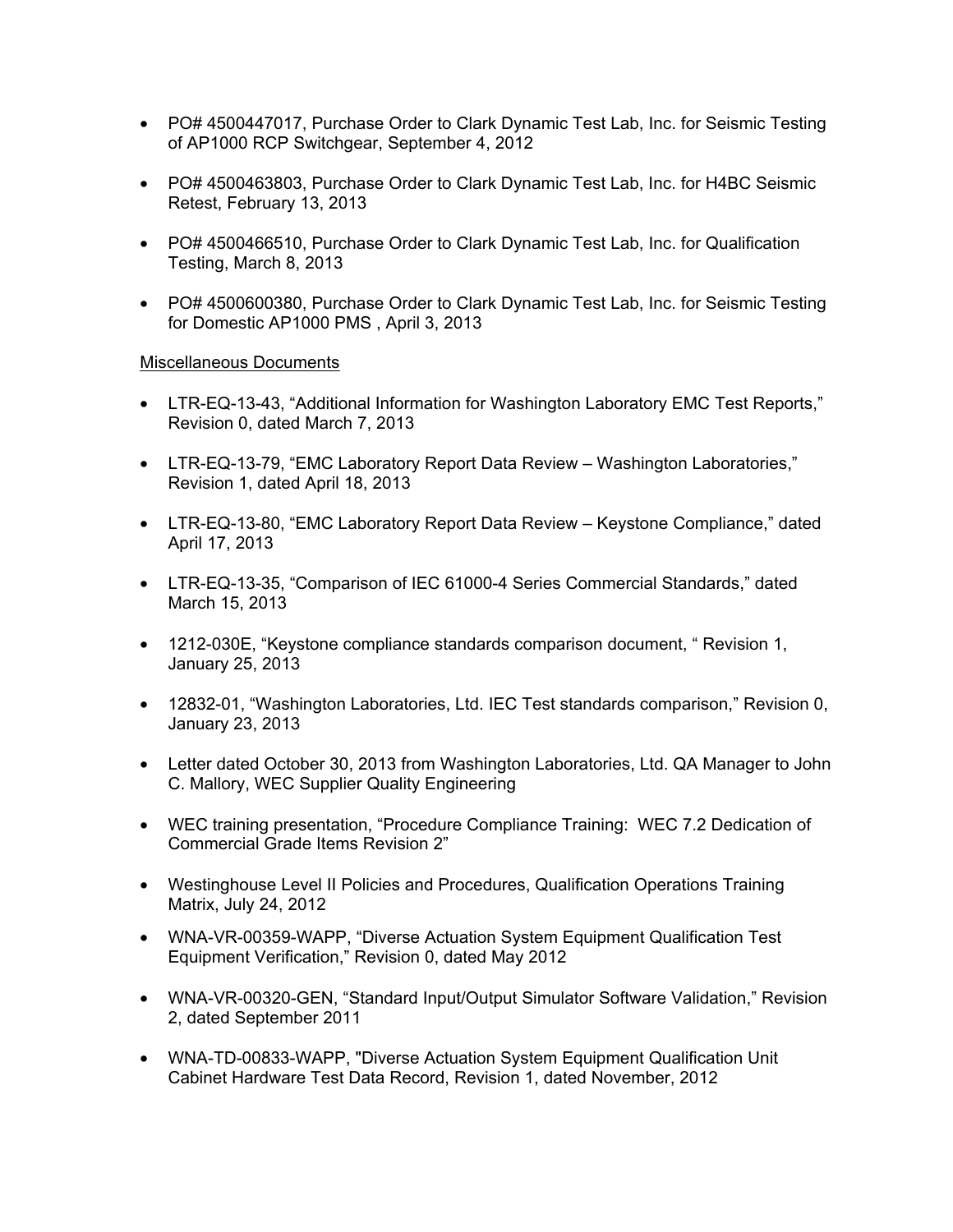- PO# 4500447017, Purchase Order to Clark Dynamic Test Lab, Inc. for Seismic Testing of AP1000 RCP Switchgear, September 4, 2012

- PO# 4500463803, Purchase Order to Clark Dynamic Test Lab, Inc. for H4BC Seismic Retest, February 13, 2013

- PO# 4500466510, Purchase Order to Clark Dynamic Test Lab, Inc. for Qualification Testing, March 8, 2013

- PO# 4500600380, Purchase Order to Clark Dynamic Test Lab, Inc. for Seismic Testing for Domestic AP1000 PMS , April 3, 2013

<u>Miscellaneous Documents</u>

- LTR-EQ-13-43, "Additional Information for Washington Laboratory EMC Test Reports," Revision 0, dated March 7, 2013

- LTR-EQ-13-79, "EMC Laboratory Report Data Review – Washington Laboratories," Revision 1, dated April 18, 2013

- LTR-EQ-13-80, "EMC Laboratory Report Data Review – Keystone Compliance," dated April 17, 2013

- LTR-EQ-13-35, "Comparison of IEC 61000-4 Series Commercial Standards," dated March 15, 2013

- 1212-030E, "Keystone compliance standards comparison document, " Revision 1, January 25, 2013

- 12832-01, "Washington Laboratories, Ltd. IEC Test standards comparison," Revision 0, January 23, 2013

- Letter dated October 30, 2013 from Washington Laboratories, Ltd. QA Manager to John C. Mallory, WEC Supplier Quality Engineering

- WEC training presentation, "Procedure Compliance Training: WEC 7.2 Dedication of Commercial Grade Items Revision 2"

- Westinghouse Level II Policies and Procedures, Qualification Operations Training Matrix, July 24, 2012

- WNA-VR-00359-WAPP, "Diverse Actuation System Equipment Qualification Test Equipment Verification," Revision 0, dated May 2012

- WNA-VR-00320-GEN, "Standard Input/Output Simulator Software Validation," Revision 2, dated September 2011

- WNA-TD-00833-WAPP, "Diverse Actuation System Equipment Qualification Unit Cabinet Hardware Test Data Record, Revision 1, dated November, 2012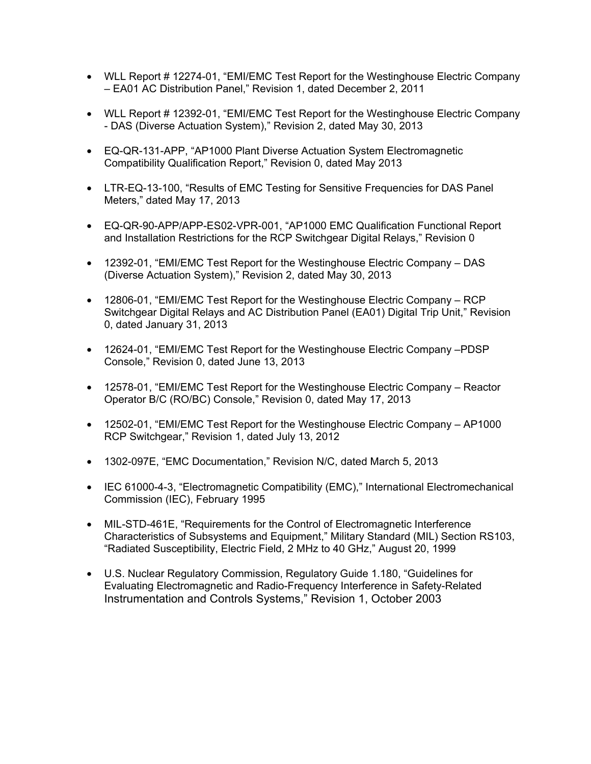- WLL Report # 12274-01, “EMI/EMC Test Report for the Westinghouse Electric Company – EA01 AC Distribution Panel,” Revision 1, dated December 2, 2011

- WLL Report # 12392-01, “EMI/EMC Test Report for the Westinghouse Electric Company - DAS (Diverse Actuation System),” Revision 2, dated May 30, 2013

- EQ-QR-131-APP, “AP1000 Plant Diverse Actuation System Electromagnetic Compatibility Qualification Report,” Revision 0, dated May 2013

- LTR-EQ-13-100, “Results of EMC Testing for Sensitive Frequencies for DAS Panel Meters,” dated May 17, 2013

- EQ-QR-90-APP/APP-ES02-VPR-001, “AP1000 EMC Qualification Functional Report and Installation Restrictions for the RCP Switchgear Digital Relays,” Revision 0

- 12392-01, “EMI/EMC Test Report for the Westinghouse Electric Company – DAS (Diverse Actuation System),” Revision 2, dated May 30, 2013

- 12806-01, “EMI/EMC Test Report for the Westinghouse Electric Company – RCP Switchgear Digital Relays and AC Distribution Panel (EA01) Digital Trip Unit,” Revision 0, dated January 31, 2013

- 12624-01, “EMI/EMC Test Report for the Westinghouse Electric Company –PDSP Console,” Revision 0, dated June 13, 2013

- 12578-01, “EMI/EMC Test Report for the Westinghouse Electric Company – Reactor Operator B/C (RO/BC) Console,” Revision 0, dated May 17, 2013

- 12502-01, “EMI/EMC Test Report for the Westinghouse Electric Company – AP1000 RCP Switchgear,” Revision 1, dated July 13, 2012

- 1302-097E, “EMC Documentation,” Revision N/C, dated March 5, 2013

- IEC 61000-4-3, “Electromagnetic Compatibility (EMC),” International Electromechanical Commission (IEC), February 1995

- MIL-STD-461E, “Requirements for the Control of Electromagnetic Interference Characteristics of Subsystems and Equipment,” Military Standard (MIL) Section RS103, “Radiated Susceptibility, Electric Field, 2 MHz to 40 GHz,” August 20, 1999

- U.S. Nuclear Regulatory Commission, Regulatory Guide 1.180, “Guidelines for Evaluating Electromagnetic and Radio-Frequency Interference in Safety-Related Instrumentation and Controls Systems,” Revision 1, October 2003